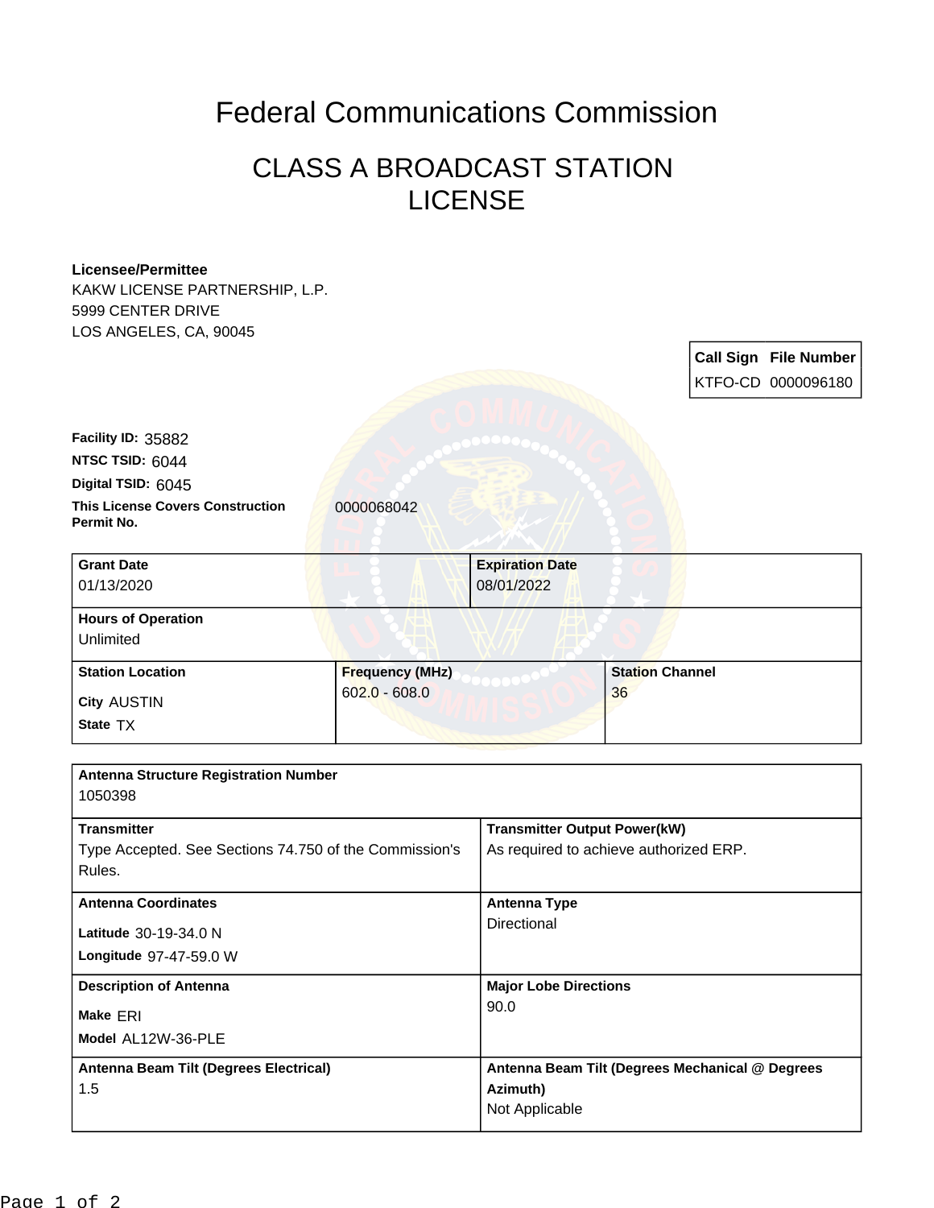# Federal Communications Commission

## CLASS A BROADCAST STATION LICENSE

**Licensee/Permittee**
KAKW LICENSE PARTNERSHIP, L.P.
5999 CENTER DRIVE
LOS ANGELES, CA, 90045

| Call Sign | File Number |
|---|---|
| KTFO-CD | 0000096180 |

**Facility ID:** 35882
**NTSC TSID:** 6044
**Digital TSID:** 6045
**This License Covers Construction Permit No.** 0000068042

| Grant Date | Expiration Date |
|---|---|
| 01/13/2020 | 08/01/2022 |

| Hours of Operation |
|---|
| Unlimited |

| Station Location | Frequency (MHz) | Station Channel |
|---|---|---|
| City AUSTIN<br>State TX | 602.0 - 608.0 | 36 |

| Antenna Structure Registration Number | |
|---|---|
| 1050398 | |
| **Transmitter** | **Transmitter Output Power(kW)** |
| Type Accepted. See Sections 74.750 of the Commission's Rules. | As required to achieve authorized ERP. |
| **Antenna Coordinates** | **Antenna Type** |
| Latitude 30-19-34.0 N<br>Longitude 97-47-59.0 W | Directional |
| **Description of Antenna** | **Major Lobe Directions** |
| Make ERI<br>Model AL12W-36-PLE | 90.0 |
| **Antenna Beam Tilt (Degrees Electrical)** | **Antenna Beam Tilt (Degrees Mechanical @ Degrees Azimuth)** |
| 1.5 | Not Applicable |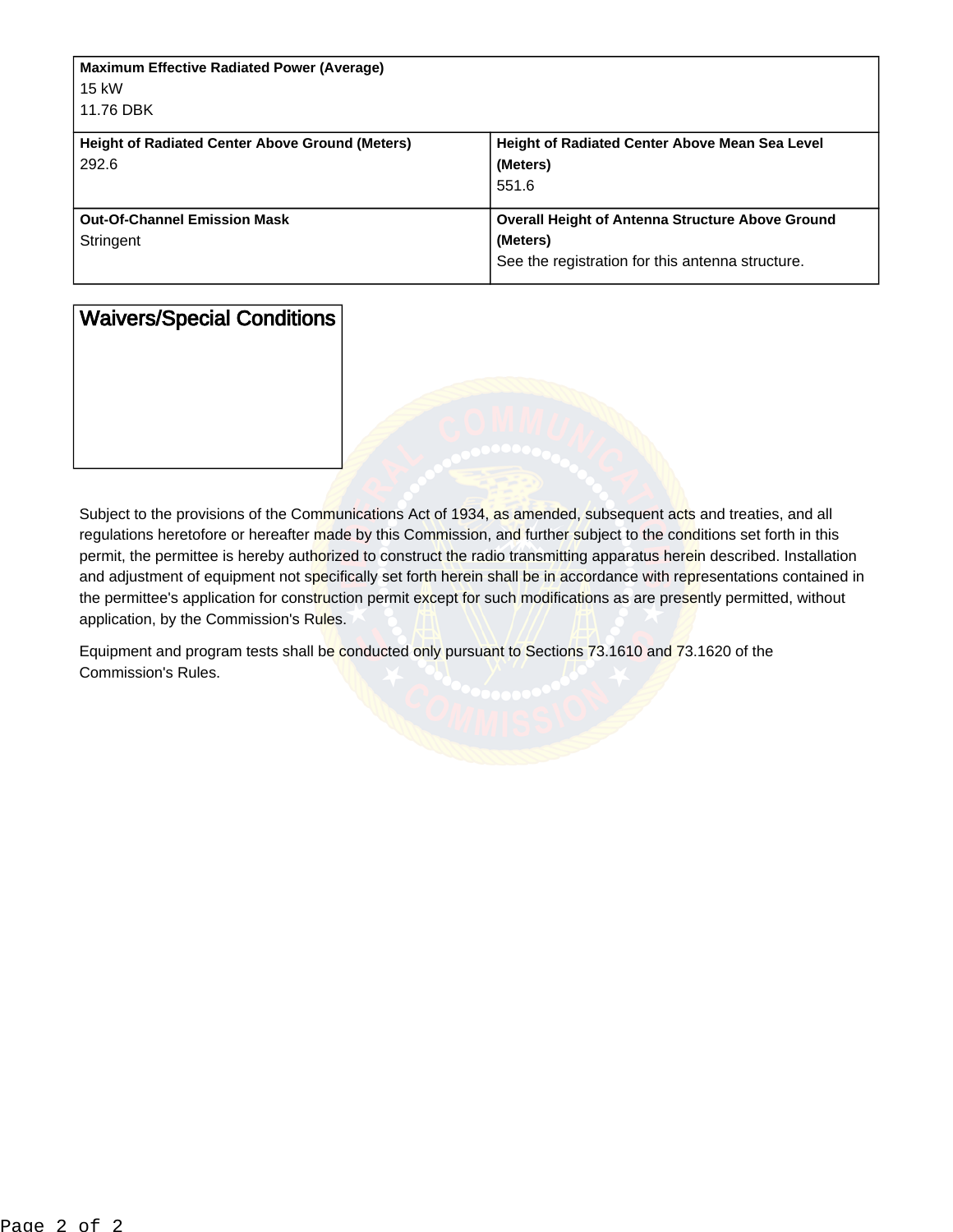| | |
|---|---|
| **Maximum Effective Radiated Power (Average)**<br>15 kW<br>11.76 DBK | |
| **Height of Radiated Center Above Ground (Meters)**<br>292.6 | **Height of Radiated Center Above Mean Sea Level (Meters)**<br>551.6 |
| **Out-Of-Channel Emission Mask**<br>Stringent | **Overall Height of Antenna Structure Above Ground (Meters)**<br>See the registration for this antenna structure. |

| Waivers/Special Conditions |
|---|
| |

Subject to the provisions of the Communications Act of 1934, as amended, subsequent acts and treaties, and all regulations heretofore or hereafter made by this Commission, and further subject to the conditions set forth in this permit, the permittee is hereby authorized to construct the radio transmitting apparatus herein described. Installation and adjustment of equipment not specifically set forth herein shall be in accordance with representations contained in the permittee's application for construction permit except for such modifications as are presently permitted, without application, by the Commission's Rules.

Equipment and program tests shall be conducted only pursuant to Sections 73.1610 and 73.1620 of the Commission's Rules.